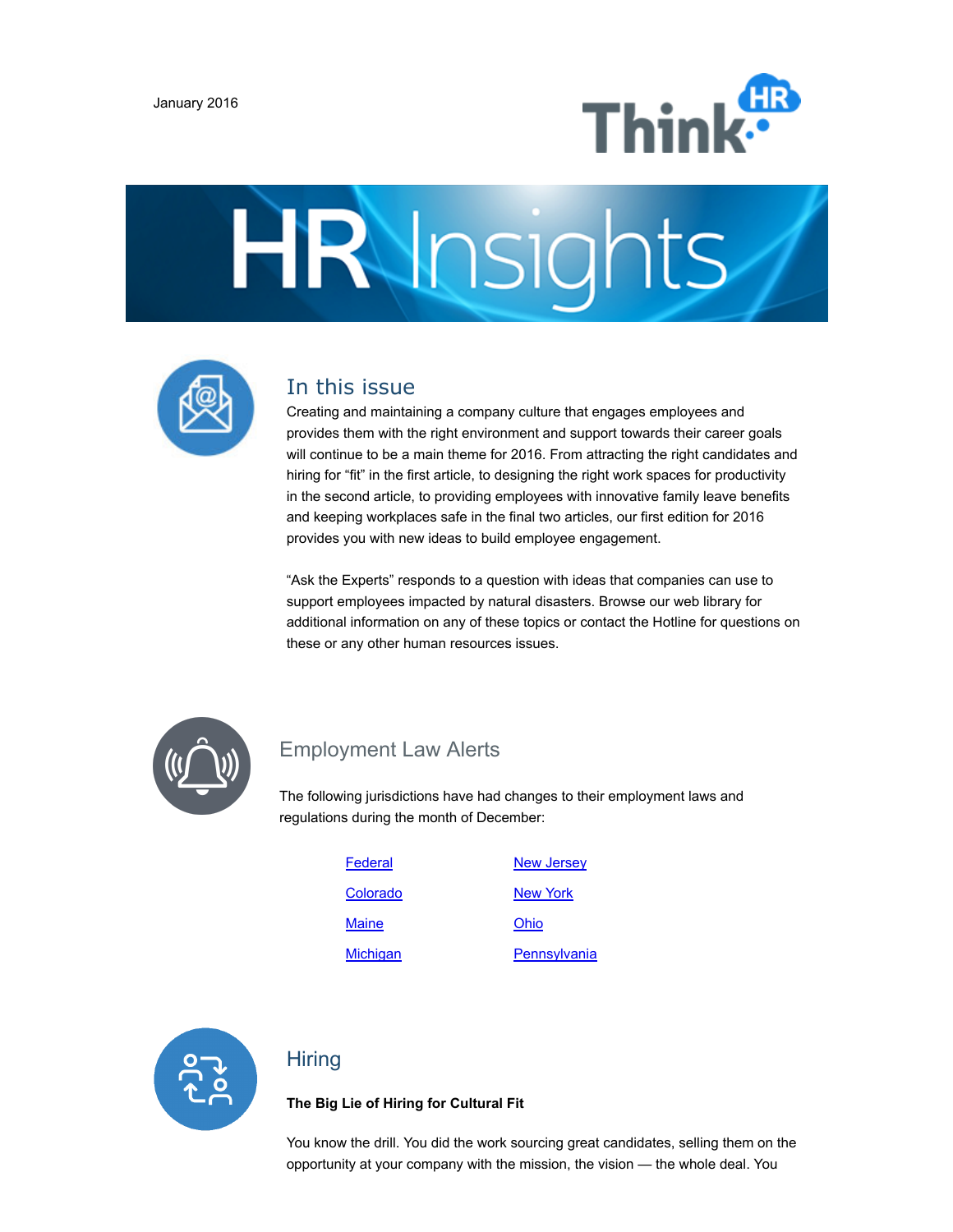January 2016

Think HR

# HR Insights

## In this issue

Creating and maintaining a company culture that engages employees and provides them with the right environment and support towards their career goals will continue to be a main theme for 2016. From attracting the right candidates and hiring for "fit" in the first article, to designing the right work spaces for productivity in the second article, to providing employees with innovative family leave benefits and keeping workplaces safe in the final two articles, our first edition for 2016 provides you with new ideas to build employee engagement.

"Ask the Experts" responds to a question with ideas that companies can use to support employees impacted by natural disasters. Browse our web library for additional information on any of these topics or contact the Hotline for questions on these or any other human resources issues.

## Employment Law Alerts

The following jurisdictions have had changes to their employment laws and regulations during the month of December:

- Federal
- Colorado
- Maine
- Michigan
- New Jersey
- New York
- Ohio
- Pennsylvania

## Hiring

**The Big Lie of Hiring for Cultural Fit**

You know the drill. You did the work sourcing great candidates, selling them on the opportunity at your company with the mission, the vision — the whole deal. You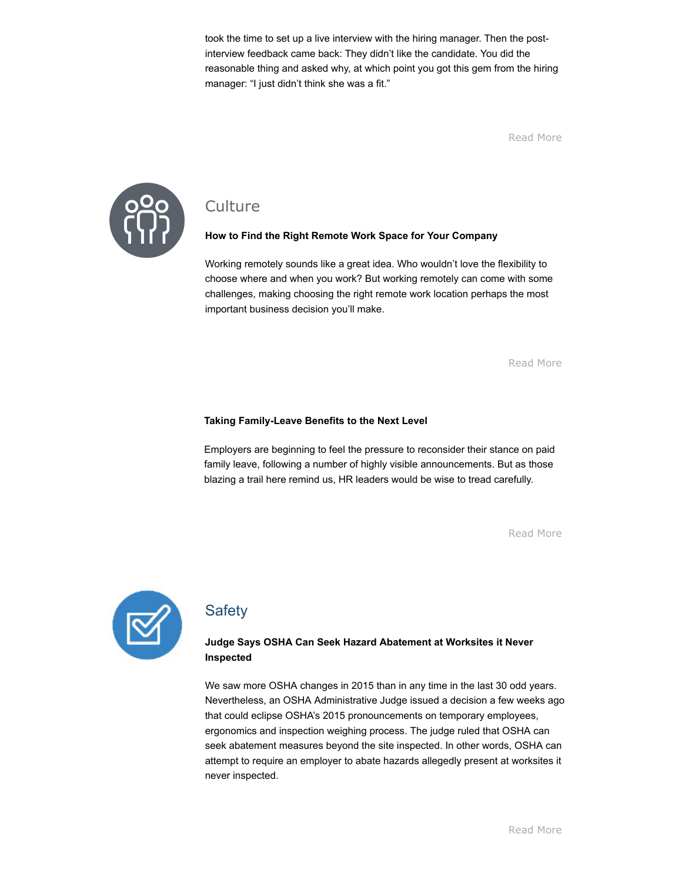took the time to set up a live interview with the hiring manager. Then the post-interview feedback came back: They didn't like the candidate. You did the reasonable thing and asked why, at which point you got this gem from the hiring manager: "I just didn't think she was a fit."

Read More

## Culture

**How to Find the Right Remote Work Space for Your Company**

Working remotely sounds like a great idea. Who wouldn't love the flexibility to choose where and when you work? But working remotely can come with some challenges, making choosing the right remote work location perhaps the most important business decision you'll make.

Read More

**Taking Family-Leave Benefits to the Next Level**

Employers are beginning to feel the pressure to reconsider their stance on paid family leave, following a number of highly visible announcements. But as those blazing a trail here remind us, HR leaders would be wise to tread carefully.

Read More

## Safety

**Judge Says OSHA Can Seek Hazard Abatement at Worksites it Never Inspected**

We saw more OSHA changes in 2015 than in any time in the last 30 odd years. Nevertheless, an OSHA Administrative Judge issued a decision a few weeks ago that could eclipse OSHA's 2015 pronouncements on temporary employees, ergonomics and inspection weighing process. The judge ruled that OSHA can seek abatement measures beyond the site inspected. In other words, OSHA can attempt to require an employer to abate hazards allegedly present at worksites it never inspected.

Read More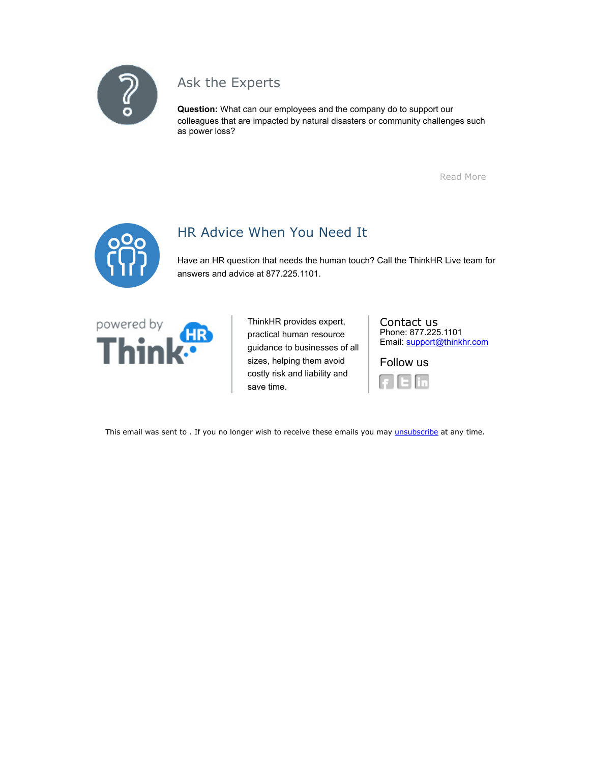## Ask the Experts

**Question:** What can our employees and the company do to support our colleagues that are impacted by natural disasters or community challenges such as power loss?

Read More

## HR Advice When You Need It

Have an HR question that needs the human touch? Call the ThinkHR Live team for answers and advice at 877.225.1101.

powered by ThinkHR

ThinkHR provides expert, practical human resource guidance to businesses of all sizes, helping them avoid costly risk and liability and save time.

### Contact us

Phone: 877.225.1101
Email: support@thinkhr.com

### Follow us

This email was sent to . If you no longer wish to receive these emails you may unsubscribe at any time.